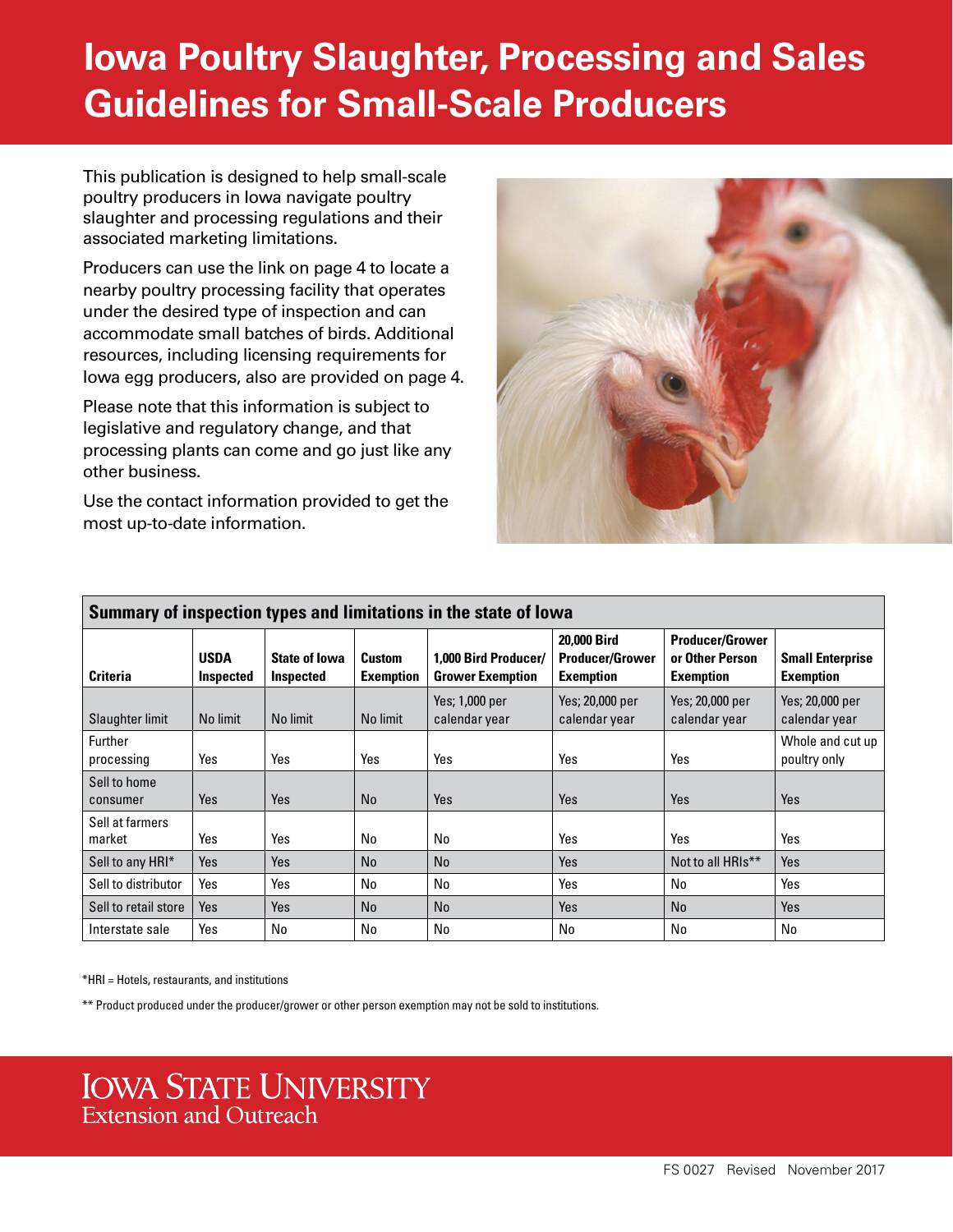# Iowa Poultry Slaughter, Processing and Sales Guidelines for Small-Scale Producers

This publication is designed to help small-scale poultry producers in Iowa navigate poultry slaughter and processing regulations and their associated marketing limitations.

Producers can use the link on page 4 to locate a nearby poultry processing facility that operates under the desired type of inspection and can accommodate small batches of birds. Additional resources, including licensing requirements for Iowa egg producers, also are provided on page 4.

Please note that this information is subject to legislative and regulatory change, and that processing plants can come and go just like any other business.

Use the contact information provided to get the most up-to-date information.

| Summary of inspection types and limitations in the state of Iowa | | | | | | | |
|---|---|---|---|---|---|---|---|
| **Criteria** | **USDA Inspected** | **State of Iowa Inspected** | **Custom Exemption** | **1,000 Bird Producer/ Grower Exemption** | **20,000 Bird Producer/Grower Exemption** | **Producer/Grower or Other Person Exemption** | **Small Enterprise Exemption** |
| Slaughter limit | No limit | No limit | No limit | Yes; 1,000 per calendar year | Yes; 20,000 per calendar year | Yes; 20,000 per calendar year | Yes; 20,000 per calendar year |
| Further processing | Yes | Yes | Yes | Yes | Yes | Yes | Whole and cut up poultry only |
| Sell to home consumer | Yes | Yes | No | Yes | Yes | Yes | Yes |
| Sell at farmers market | Yes | Yes | No | No | Yes | Yes | Yes |
| Sell to any HRI* | Yes | Yes | No | No | Yes | Not to all HRIs** | Yes |
| Sell to distributor | Yes | Yes | No | No | Yes | No | Yes |
| Sell to retail store | Yes | Yes | No | No | Yes | No | Yes |
| Interstate sale | Yes | No | No | No | No | No | No |

*HRI = Hotels, restaurants, and institutions

** Product produced under the producer/grower or other person exemption may not be sold to institutions.

Iowa State University Extension and Outreach

FS 0027 Revised November 2017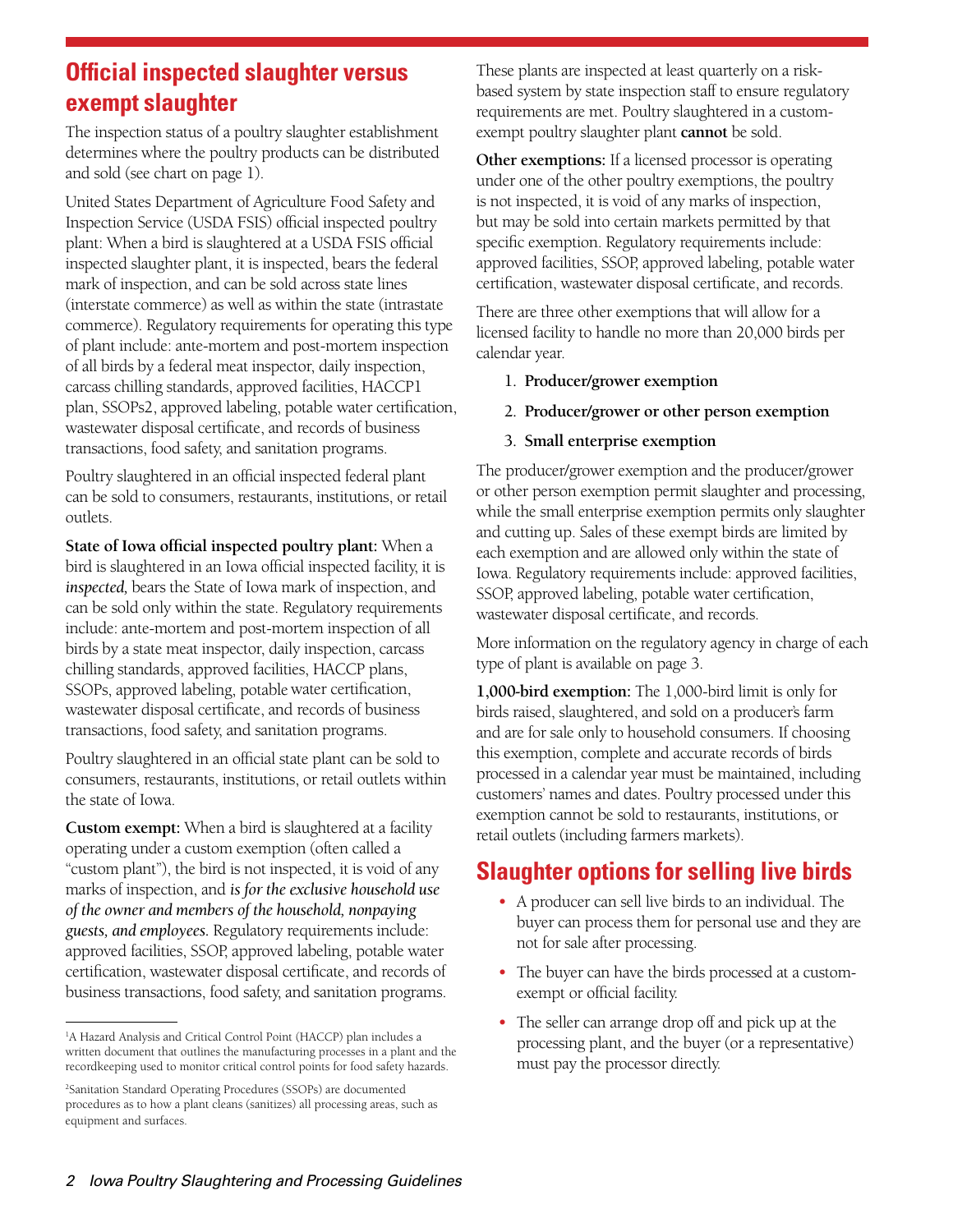## Official inspected slaughter versus exempt slaughter

The inspection status of a poultry slaughter establishment determines where the poultry products can be distributed and sold (see chart on page 1).

United States Department of Agriculture Food Safety and Inspection Service (USDA FSIS) official inspected poultry plant: When a bird is slaughtered at a USDA FSIS official inspected slaughter plant, it is inspected, bears the federal mark of inspection, and can be sold across state lines (interstate commerce) as well as within the state (intrastate commerce). Regulatory requirements for operating this type of plant include: ante-mortem and post-mortem inspection of all birds by a federal meat inspector, daily inspection, carcass chilling standards, approved facilities, HACCP[1] plan, SSOPs[2], approved labeling, potable water certification, wastewater disposal certificate, and records of business transactions, food safety, and sanitation programs.

Poultry slaughtered in an official inspected federal plant can be sold to consumers, restaurants, institutions, or retail outlets.

**State of Iowa official inspected poultry plant:** When a bird is slaughtered in an Iowa official inspected facility, it is *inspected,* bears the State of Iowa mark of inspection, and can be sold only within the state. Regulatory requirements include: ante-mortem and post-mortem inspection of all birds by a state meat inspector, daily inspection, carcass chilling standards, approved facilities, HACCP plans, SSOPs, approved labeling, potable water certification, wastewater disposal certificate, and records of business transactions, food safety, and sanitation programs.

Poultry slaughtered in an official state plant can be sold to consumers, restaurants, institutions, or retail outlets within the state of Iowa.

**Custom exempt:** When a bird is slaughtered at a facility operating under a custom exemption (often called a "custom plant"), the bird is not inspected, it is void of any marks of inspection, and *is for the exclusive household use of the owner and members of the household, nonpaying guests, and employees.* Regulatory requirements include: approved facilities, SSOP, approved labeling, potable water certification, wastewater disposal certificate, and records of business transactions, food safety, and sanitation programs. These plants are inspected at least quarterly on a risk-based system by state inspection staff to ensure regulatory requirements are met. Poultry slaughtered in a custom-exempt poultry slaughter plant **cannot** be sold.

**Other exemptions:** If a licensed processor is operating under one of the other poultry exemptions, the poultry is not inspected, it is void of any marks of inspection, but may be sold into certain markets permitted by that specific exemption. Regulatory requirements include: approved facilities, SSOP, approved labeling, potable water certification, wastewater disposal certificate, and records.

There are three other exemptions that will allow for a licensed facility to handle no more than 20,000 birds per calendar year.

1. **Producer/grower exemption**
2. **Producer/grower or other person exemption**
3. **Small enterprise exemption**

The producer/grower exemption and the producer/grower or other person exemption permit slaughter and processing, while the small enterprise exemption permits only slaughter and cutting up. Sales of these exempt birds are limited by each exemption and are allowed only within the state of Iowa. Regulatory requirements include: approved facilities, SSOP, approved labeling, potable water certification, wastewater disposal certificate, and records.

More information on the regulatory agency in charge of each type of plant is available on page 3.

**1,000-bird exemption:** The 1,000-bird limit is only for birds raised, slaughtered, and sold on a producer's farm and are for sale only to household consumers. If choosing this exemption, complete and accurate records of birds processed in a calendar year must be maintained, including customers' names and dates. Poultry processed under this exemption cannot be sold to restaurants, institutions, or retail outlets (including farmers markets).

## Slaughter options for selling live birds

- A producer can sell live birds to an individual. The buyer can process them for personal use and they are not for sale after processing.
- The buyer can have the birds processed at a custom-exempt or official facility.
- The seller can arrange drop off and pick up at the processing plant, and the buyer (or a representative) must pay the processor directly.

---

[1] A Hazard Analysis and Critical Control Point (HACCP) plan includes a written document that outlines the manufacturing processes in a plant and the recordkeeping used to monitor critical control points for food safety hazards.

[2] Sanitation Standard Operating Procedures (SSOPs) are documented procedures as to how a plant cleans (sanitizes) all processing areas, such as equipment and surfaces.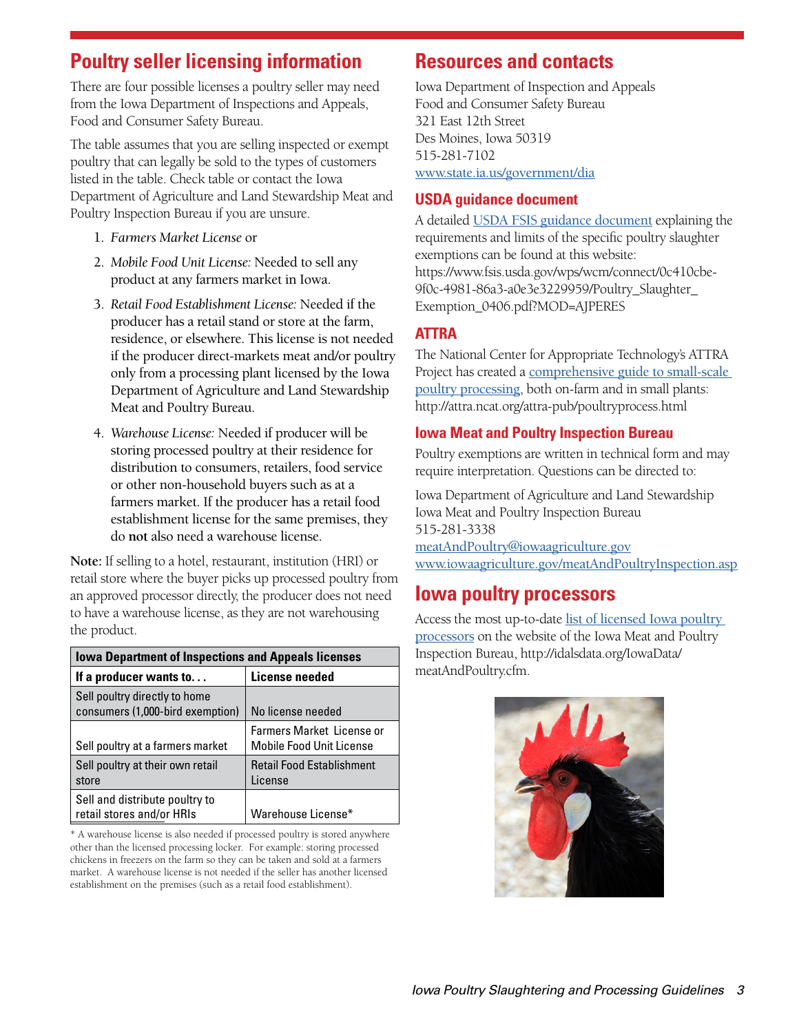## Poultry seller licensing information

There are four possible licenses a poultry seller may need from the Iowa Department of Inspections and Appeals, Food and Consumer Safety Bureau.

The table assumes that you are selling inspected or exempt poultry that can legally be sold to the types of customers listed in the table. Check table or contact the Iowa Department of Agriculture and Land Stewardship Meat and Poultry Inspection Bureau if you are unsure.

1. *Farmers Market License* or
2. *Mobile Food Unit License:* Needed to sell any product at any farmers market in Iowa.
3. *Retail Food Establishment License:* Needed if the producer has a retail stand or store at the farm, residence, or elsewhere. This license is not needed if the producer direct-markets meat and/or poultry only from a processing plant licensed by the Iowa Department of Agriculture and Land Stewardship Meat and Poultry Bureau.
4. *Warehouse License:* Needed if producer will be storing processed poultry at their residence for distribution to consumers, retailers, food service or other non-household buyers such as at a farmers market. If the producer has a retail food establishment license for the same premises, they do **not** also need a warehouse license.

**Note:** If selling to a hotel, restaurant, institution (HRI) or retail store where the buyer picks up processed poultry from an approved processor directly, the producer does not need to have a warehouse license, as they are not warehousing the product.

| Iowa Department of Inspections and Appeals licenses | |
|---|---|
| **If a producer wants to. . .** | **License needed** |
| Sell poultry directly to home consumers (1,000-bird exemption) | No license needed |
| Sell poultry at a farmers market | Farmers Market License or Mobile Food Unit License |
| Sell poultry at their own retail store | Retail Food Establishment License |
| Sell and distribute poultry to retail stores and/or HRIs | Warehouse License* |

* A warehouse license is also needed if processed poultry is stored anywhere other than the licensed processing locker. For example: storing processed chickens in freezers on the farm so they can be taken and sold at a farmers market. A warehouse license is not needed if the seller has another licensed establishment on the premises (such as a retail food establishment).

## Resources and contacts

Iowa Department of Inspection and Appeals
Food and Consumer Safety Bureau
321 East 12th Street
Des Moines, Iowa 50319
515-281-7102
www.state.ia.us/government/dia

### USDA guidance document

A detailed USDA FSIS guidance document explaining the requirements and limits of the specific poultry slaughter exemptions can be found at this website: https://www.fsis.usda.gov/wps/wcm/connect/0c410cbe-9f0c-4981-86a3-a0e3e3229959/Poultry_Slaughter_Exemption_0406.pdf?MOD=AJPERES

### ATTRA

The National Center for Appropriate Technology's ATTRA Project has created a comprehensive guide to small-scale poultry processing, both on-farm and in small plants: http://attra.ncat.org/attra-pub/poultryprocess.html

### Iowa Meat and Poultry Inspection Bureau

Poultry exemptions are written in technical form and may require interpretation. Questions can be directed to:

Iowa Department of Agriculture and Land Stewardship
Iowa Meat and Poultry Inspection Bureau
515-281-3338
meatAndPoultry@iowaagriculture.gov
www.iowaagriculture.gov/meatAndPoultryInspection.asp

## Iowa poultry processors

Access the most up-to-date list of licensed Iowa poultry processors on the website of the Iowa Meat and Poultry Inspection Bureau, http://idalsdata.org/IowaData/meatAndPoultry.cfm.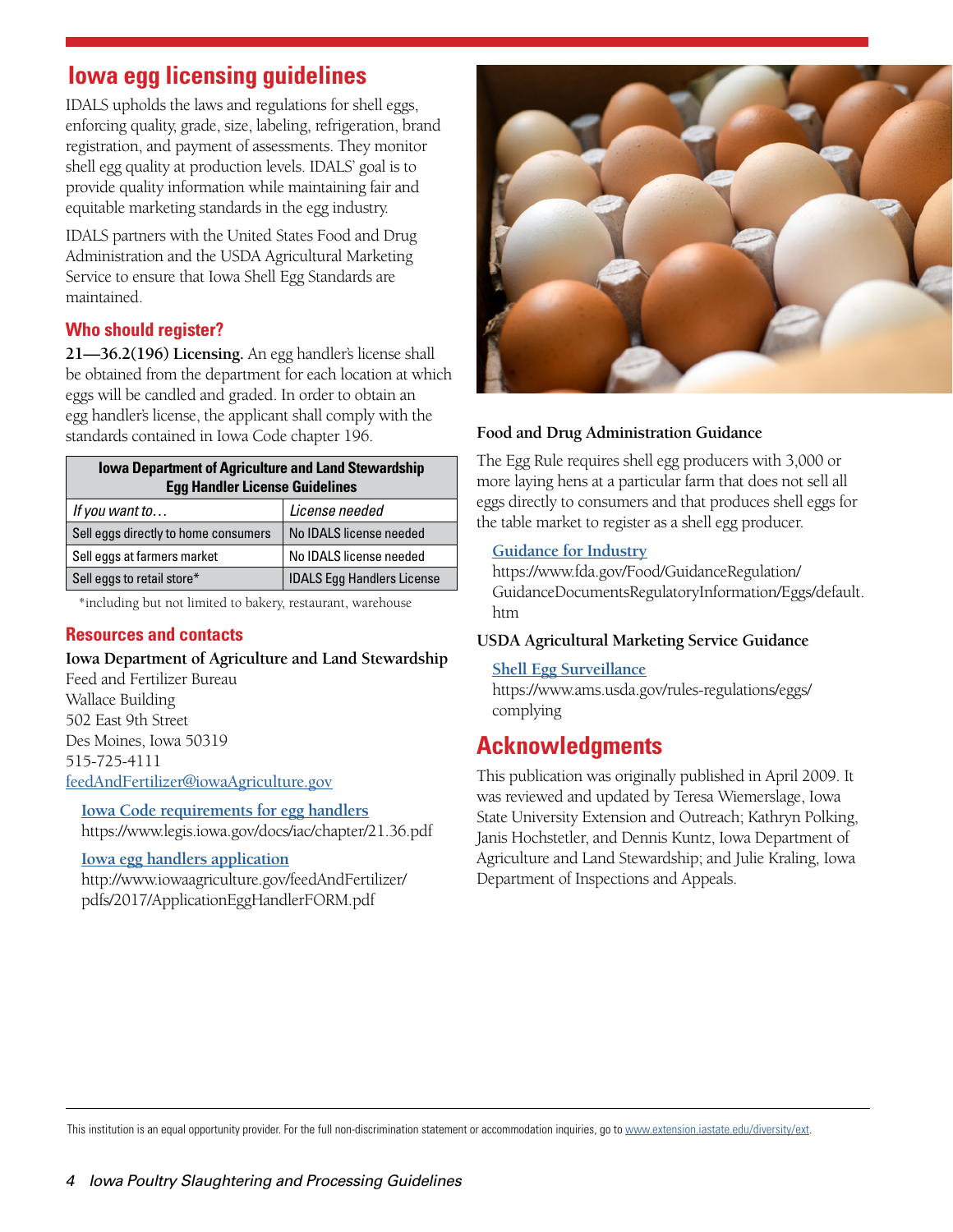## Iowa egg licensing guidelines

IDALS upholds the laws and regulations for shell eggs, enforcing quality, grade, size, labeling, refrigeration, brand registration, and payment of assessments. They monitor shell egg quality at production levels. IDALS' goal is to provide quality information while maintaining fair and equitable marketing standards in the egg industry.

IDALS partners with the United States Food and Drug Administration and the USDA Agricultural Marketing Service to ensure that Iowa Shell Egg Standards are maintained.

### Who should register?

**21—36.2(196) Licensing.** An egg handler's license shall be obtained from the department for each location at which eggs will be candled and graded. In order to obtain an egg handler's license, the applicant shall comply with the standards contained in Iowa Code chapter 196.

| **Iowa Department of Agriculture and Land Stewardship Egg Handler License Guidelines** | |
|---|---|
| *If you want to…* | *License needed* |
| Sell eggs directly to home consumers | No IDALS license needed |
| Sell eggs at farmers market | No IDALS license needed |
| Sell eggs to retail store* | IDALS Egg Handlers License |

*including but not limited to bakery, restaurant, warehouse

### Resources and contacts

**Iowa Department of Agriculture and Land Stewardship**
Feed and Fertilizer Bureau
Wallace Building
502 East 9th Street
Des Moines, Iowa 50319
515-725-4111
feedAndFertilizer@iowaAgriculture.gov

**Iowa Code requirements for egg handlers**
https://www.legis.iowa.gov/docs/iac/chapter/21.36.pdf

**Iowa egg handlers application**
http://www.iowaagriculture.gov/feedAndFertilizer/pdfs/2017/ApplicationEggHandlerFORM.pdf

**Food and Drug Administration Guidance**

The Egg Rule requires shell egg producers with 3,000 or more laying hens at a particular farm that does not sell all eggs directly to consumers and that produces shell eggs for the table market to register as a shell egg producer.

**Guidance for Industry**
https://www.fda.gov/Food/GuidanceRegulation/GuidanceDocumentsRegulatoryInformation/Eggs/default.htm

**USDA Agricultural Marketing Service Guidance**

**Shell Egg Surveillance**
https://www.ams.usda.gov/rules-regulations/eggs/complying

## Acknowledgments

This publication was originally published in April 2009. It was reviewed and updated by Teresa Wiemerslage, Iowa State University Extension and Outreach; Kathryn Polking, Janis Hochstetler, and Dennis Kuntz, Iowa Department of Agriculture and Land Stewardship; and Julie Kraling, Iowa Department of Inspections and Appeals.

This institution is an equal opportunity provider. For the full non-discrimination statement or accommodation inquiries, go to www.extension.iastate.edu/diversity/ext.